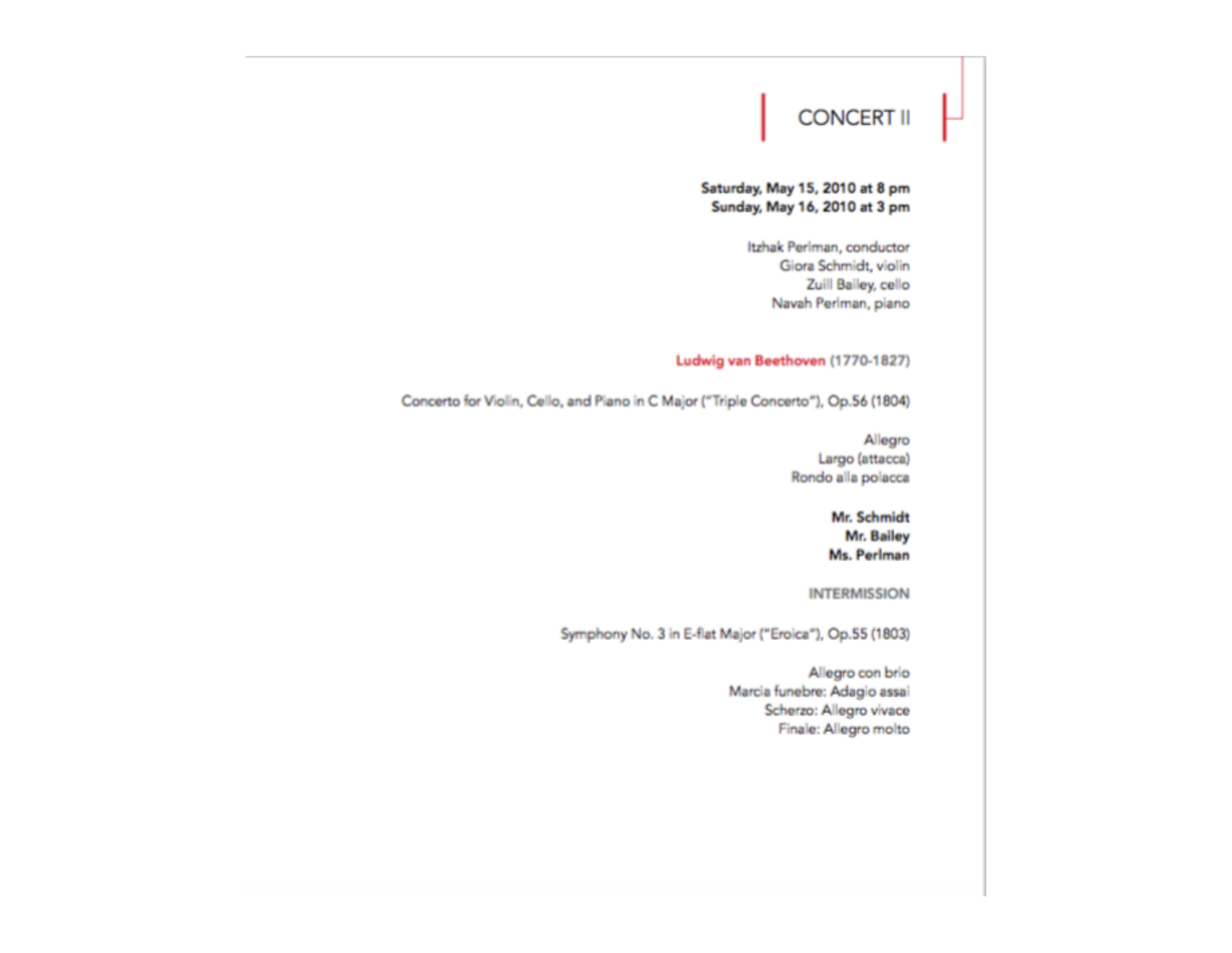# CONCERT II

**Saturday, May 15, 2010 at 8 pm**
**Sunday, May 16, 2010 at 3 pm**

Itzhak Perlman, conductor
Giora Schmidt, violin
Zuill Bailey, cello
Navah Perlman, piano

**Ludwig van Beethoven** (1770-1827)

Concerto for Violin, Cello, and Piano in C Major ("Triple Concerto"), Op.56 (1804)

Allegro
Largo (attacca)
Rondo alla polacca

**Mr. Schmidt**
**Mr. Bailey**
**Ms. Perlman**

INTERMISSION

Symphony No. 3 in E-flat Major ("Eroica"), Op.55 (1803)

Allegro con brio
Marcia funebre: Adagio assai
Scherzo: Allegro vivace
Finale: Allegro molto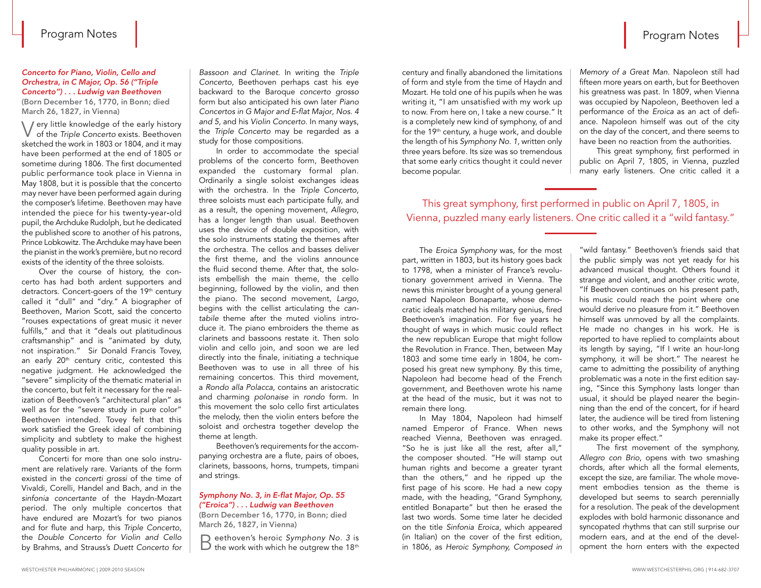### *Concerto for Piano, Violin, Cello and Orchestra, in C Major, Op. 56 ("Triple Concerto") . . . Ludwig van Beethoven*

**(Born December 16, 1770, in Bonn; died March 26, 1827, in Vienna)**

Very little knowledge of the early history of the *Triple Concerto* exists. Beethoven sketched the work in 1803 or 1804, and it may have been performed at the end of 1805 or sometime during 1806. The first documented public performance took place in Vienna in May 1808, but it is possible that the concerto may never have been performed again during the composer's lifetime. Beethoven may have intended the piece for his twenty-year-old pupil, the Archduke Rudolph, but he dedicated the published score to another of his patrons, Prince Lobkowitz. The Archduke may have been the pianist in the work's première, but no record exists of the identity of the three soloists.

Over the course of history, the concerto has had both ardent supporters and detractors. Concert-goers of the 19th century called it "dull" and "dry." A biographer of Beethoven, Marion Scott, said the concerto "rouses expectations of great music it never fulfills," and that it "deals out platitudinous craftsmanship" and is "animated by duty, not inspiration." Sir Donald Francis Tovey, an early 20th century critic, contested this negative judgment. He acknowledged the "severe" simplicity of the thematic material in the concerto, but felt it necessary for the realization of Beethoven's "architectural plan" as well as for the "severe study in pure color" Beethoven intended. Tovey felt that this work satisfied the Greek ideal of combining simplicity and subtlety to make the highest quality possible in art.

Concerti for more than one solo instrument are relatively rare. Variants of the form existed in the *concerti grossi* of the time of Vivaldi, Corelli, Handel and Bach, and in the *sinfonia concertante* of the Haydn-Mozart period. The only multiple concertos that have endured are Mozart's for two pianos and for flute and harp, this *Triple Concerto*, the *Double Concerto for Violin and Cello* by Brahms, and Strauss's *Duett Concerto for Bassoon and Clarinet*. In writing the *Triple Concerto*, Beethoven perhaps cast his eye backward to the Baroque *concerto grosso* form but also anticipated his own later *Piano Concertos in G Major and E-flat Major, Nos. 4 and 5*, and his *Violin Concerto*. In many ways, the *Triple Concerto* may be regarded as a study for those compositions.

In order to accommodate the special problems of the concerto form, Beethoven expanded the customary formal plan. Ordinarily a single soloist exchanges ideas with the orchestra. In the *Triple Concerto*, three soloists must each participate fully, and as a result, the opening movement, *Allegro*, has a longer length than usual. Beethoven uses the device of double exposition, with the solo instruments stating the themes after the orchestra. The cellos and basses deliver the first theme, and the violins announce the fluid second theme. After that, the soloists embellish the main theme, the cello beginning, followed by the violin, and then the piano. The second movement, *Largo*, begins with the cellist articulating the *cantabile* theme after the muted violins introduce it. The piano embroiders the theme as clarinets and bassoons restate it. Then solo violin and cello join, and soon we are led directly into the finale, initiating a technique Beethoven was to use in all three of his remaining concertos. This third movement, a *Rondo alla Polacca*, contains an aristocratic and charming *polonaise* in *rondo* form. In this movement the solo cello first articulates the melody, then the violin enters before the soloist and orchestra together develop the theme at length.

Beethoven's requirements for the accompanying orchestra are a flute, pairs of oboes, clarinets, bassoons, horns, trumpets, timpani and strings.

### *Symphony No. 3, in E-flat Major, Op. 55 ("Eroica") . . . Ludwig van Beethoven*

**(Born December 16, 1770, in Bonn; died March 26, 1827, in Vienna)**

Beethoven's heroic *Symphony No. 3* is the work with which he outgrew the 18th century and finally abandoned the limitations of form and style from the time of Haydn and Mozart. He told one of his pupils when he was writing it, "I am unsatisfied with my work up to now. From here on, I take a new course." It is a completely new kind of symphony, of and for the 19th century, a huge work, and double the length of his *Symphony No. 1*, written only three years before. Its size was so tremendous that some early critics thought it could never become popular.

The *Eroica Symphony* was, for the most part, written in 1803, but its history goes back to 1798, when a minister of France's revolutionary government arrived in Vienna. The news this minister brought of a young general named Napoleon Bonaparte, whose democratic ideals matched his military genius, fired Beethoven's imagination. For five years he thought of ways in which music could reflect the new republican Europe that might follow the Revolution in France. Then, between May 1803 and some time early in 1804, he composed his great new symphony. By this time, Napoleon had become head of the French government, and Beethoven wrote his name at the head of the music, but it was not to remain there long.

In May 1804, Napoleon had himself named Emperor of France. When news reached Vienna, Beethoven was enraged. "So he is just like all the rest, after all," the composer shouted. "He will stamp out human rights and become a greater tyrant than the others," and he ripped up the first page of his score. He had a new copy made, with the heading, "Grand Symphony, entitled Bonaparte" but then he erased the last two words. Some time later he decided on the title *Sinfonia Eroica*, which appeared (in Italian) on the cover of the first edition, in 1806, as *Heroic Symphony, Composed in Memory of a Great Man*. Napoleon still had fifteen more years on earth, but for Beethoven his greatness was past. In 1809, when Vienna was occupied by Napoleon, Beethoven led a performance of the *Eroica* as an act of defiance. Napoleon himself was out of the city on the day of the concert, and there seems to have been no reaction from the authorities.

This great symphony, first performed in public on April 7, 1805, in Vienna, puzzled many early listeners. One critic called it a "wild fantasy." Beethoven's friends said that the public simply was not yet ready for his advanced musical thought. Others found it strange and violent, and another critic wrote, "If Beethoven continues on his present path, his music could reach the point where one would derive no pleasure from it." Beethoven himself was unmoved by all the complaints. He made no changes in his work. He is reported to have replied to complaints about its length by saying, "If I write an hour-long symphony, it will be short." The nearest he came to admitting the possibility of anything problematic was a note in the first edition saying, "Since this Symphony lasts longer than usual, it should be played nearer the beginning than the end of the concert, for if heard later, the audience will be tired from listening to other works, and the Symphony will not make its proper effect."

> This great symphony, first performed in public on April 7, 1805, in Vienna, puzzled many early listeners. One critic called it a "wild fantasy."

The first movement of the symphony, *Allegro con Brio*, opens with two smashing chords, after which all the formal elements, except the size, are familiar. The whole movement embodies tension as the theme is developed but seems to search perennially for a resolution. The peak of the development explodes with bold harmonic dissonance and syncopated rhythms that can still surprise our modern ears, and at the end of the development the horn enters with the expected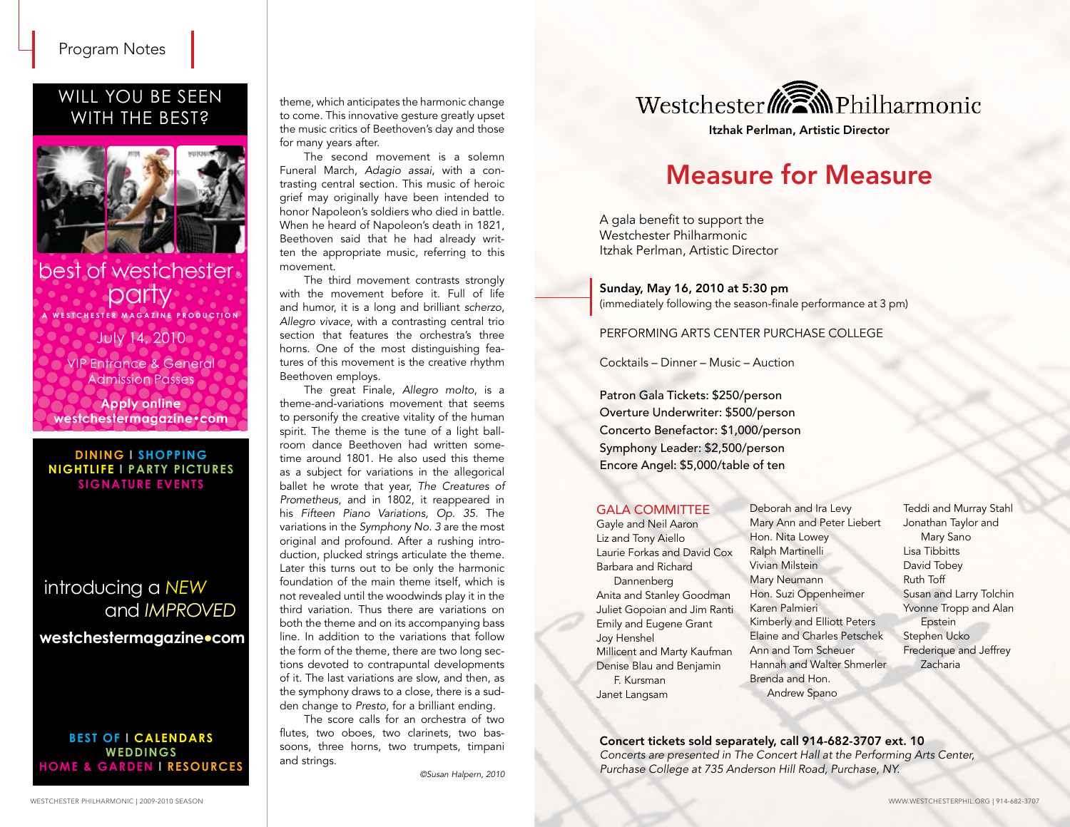## Program Notes

### WILL YOU BE SEEN WITH THE BEST?

best of westchester® party

A WESTCHESTER MAGAZINE PRODUCTION

July 14, 2010

VIP Entrance & General Admission Passes

**Apply online westchestermagazine•com**

DINING | SHOPPING
NIGHTLIFE | PARTY PICTURES
SIGNATURE EVENTS

introducing a *NEW* and *IMPROVED*

**westchestermagazine•com**

BEST OF | CALENDARS
WEDDINGS
HOME & GARDEN | RESOURCES

theme, which anticipates the harmonic change to come. This innovative gesture greatly upset the music critics of Beethoven's day and those for many years after.

The second movement is a solemn Funeral March, *Adagio assai*, with a contrasting central section. This music of heroic grief may originally have been intended to honor Napoleon's soldiers who died in battle. When he heard of Napoleon's death in 1821, Beethoven said that he had already written the appropriate music, referring to this movement.

The third movement contrasts strongly with the movement before it. Full of life and humor, it is a long and brilliant *scherzo*, *Allegro vivace*, with a contrasting central trio section that features the orchestra's three horns. One of the most distinguishing features of this movement is the creative rhythm Beethoven employs.

The great Finale, *Allegro molto*, is a theme-and-variations movement that seems to personify the creative vitality of the human spirit. The theme is the tune of a light ballroom dance Beethoven had written sometime around 1801. He also used this theme as a subject for variations in the allegorical ballet he wrote that year, *The Creatures of Prometheus*, and in 1802, it reappeared in his *Fifteen Piano Variations, Op. 35*. The variations in the *Symphony No. 3* are the most original and profound. After a rushing introduction, plucked strings articulate the theme. Later this turns out to be only the harmonic foundation of the main theme itself, which is not revealed until the woodwinds play it in the third variation. Thus there are variations on both the theme and on its accompanying bass line. In addition to the variations that follow the form of the theme, there are two long sections devoted to contrapuntal developments of it. The last variations are slow, and then, as the symphony draws to a close, there is a sudden change to *Presto*, for a brilliant ending.

The score calls for an orchestra of two flutes, two oboes, two clarinets, two bassoons, three horns, two trumpets, timpani and strings.

*©Susan Halpern, 2010*

Westchester Philharmonic

**Itzhak Perlman, Artistic Director**

# Measure for Measure

A gala benefit to support the Westchester Philharmonic
Itzhak Perlman, Artistic Director

**Sunday, May 16, 2010 at 5:30 pm**
(immediately following the season-finale performance at 3 pm)

PERFORMING ARTS CENTER PURCHASE COLLEGE

Cocktails – Dinner – Music – Auction

Patron Gala Tickets: $250/person
Overture Underwriter: $500/person
Concerto Benefactor: $1,000/person
Symphony Leader: $2,500/person
Encore Angel: $5,000/table of ten

### GALA COMMITTEE

Gayle and Neil Aaron
Liz and Tony Aiello
Laurie Forkas and David Cox
Barbara and Richard Dannenberg
Anita and Stanley Goodman
Juliet Gopoian and Jim Ranti
Emily and Eugene Grant
Joy Henshel
Millicent and Marty Kaufman
Denise Blau and Benjamin F. Kursman
Janet Langsam
Deborah and Ira Levy
Mary Ann and Peter Liebert
Hon. Nita Lowey
Ralph Martinelli
Vivian Milstein
Mary Neumann
Hon. Suzi Oppenheimer
Karen Palmieri
Kimberly and Elliott Peters
Elaine and Charles Petschek
Ann and Tom Scheuer
Hannah and Walter Shmerler
Brenda and Hon. Andrew Spano
Teddi and Murray Stahl
Jonathan Taylor and Mary Sano
Lisa Tibbitts
David Tobey
Ruth Toff
Susan and Larry Tolchin
Yvonne Tropp and Alan Epstein
Stephen Ucko
Frederique and Jeffrey Zacharia

**Concert tickets sold separately, call 914-682-3707 ext. 10**
*Concerts are presented in The Concert Hall at the Performing Arts Center, Purchase College at 735 Anderson Hill Road, Purchase, NY.*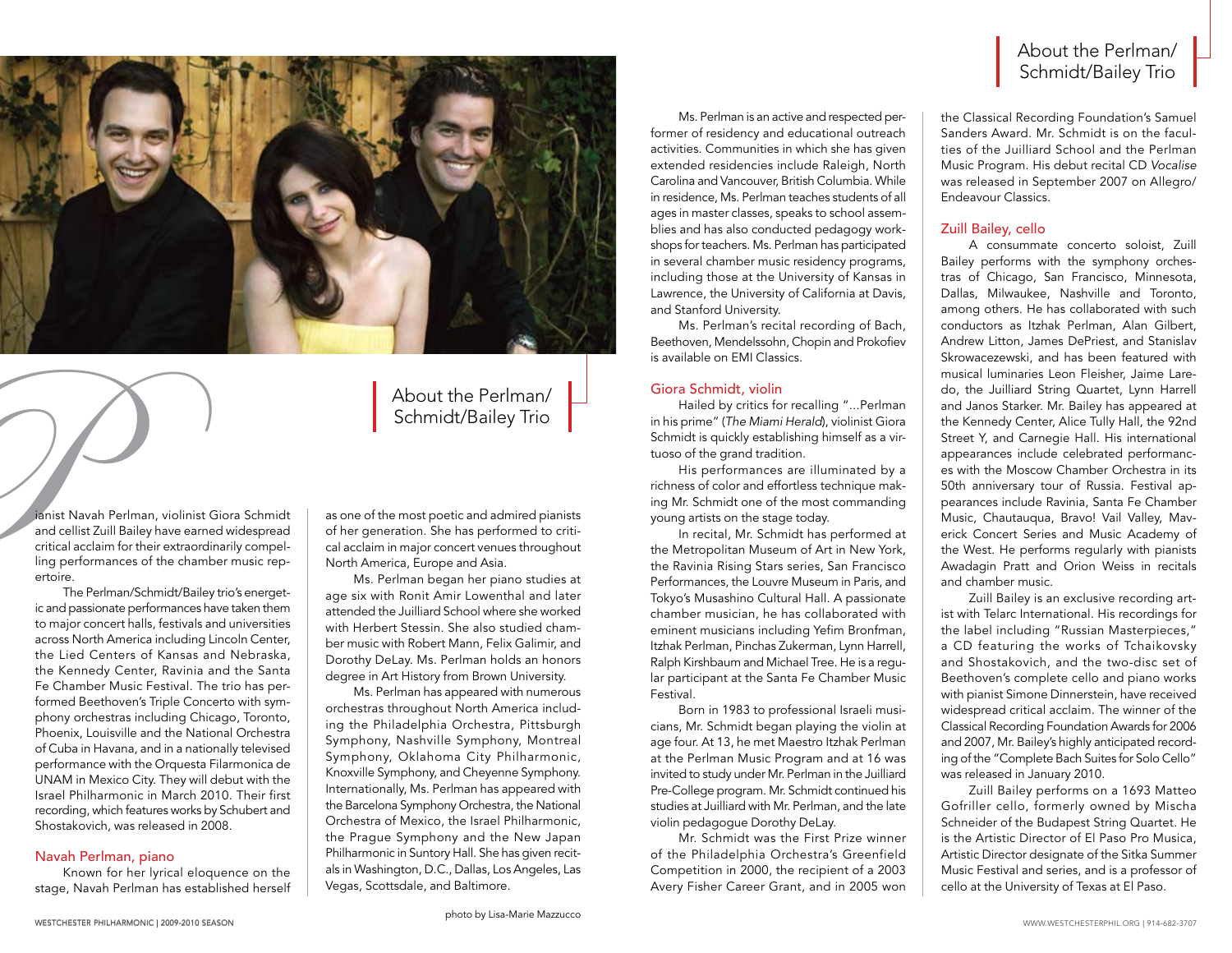# About the Perlman/Schmidt/Bailey Trio

Pianist Navah Perlman, violinist Giora Schmidt and cellist Zuill Bailey have earned widespread critical acclaim for their extraordinarily compelling performances of the chamber music repertoire.

The Perlman/Schmidt/Bailey trio's energetic and passionate performances have taken them to major concert halls, festivals and universities across North America including Lincoln Center, the Lied Centers of Kansas and Nebraska, the Kennedy Center, Ravinia and the Santa Fe Chamber Music Festival. The trio has performed Beethoven's Triple Concerto with symphony orchestras including Chicago, Toronto, Phoenix, Louisville and the National Orchestra of Cuba in Havana, and in a nationally televised performance with the Orquesta Filarmonica de UNAM in Mexico City. They will debut with the Israel Philharmonic in March 2010. Their first recording, which features works by Schubert and Shostakovich, was released in 2008.

## Navah Perlman, piano

Known for her lyrical eloquence on the stage, Navah Perlman has established herself as one of the most poetic and admired pianists of her generation. She has performed to critical acclaim in major concert venues throughout North America, Europe and Asia.

Ms. Perlman began her piano studies at age six with Ronit Amir Lowenthal and later attended the Juilliard School where she worked with Herbert Stessin. She also studied chamber music with Robert Mann, Felix Galimir, and Dorothy DeLay. Ms. Perlman holds an honors degree in Art History from Brown University.

Ms. Perlman has appeared with numerous orchestras throughout North America including the Philadelphia Orchestra, Pittsburgh Symphony, Nashville Symphony, Montreal Symphony, Oklahoma City Philharmonic, Knoxville Symphony, and Cheyenne Symphony. Internationally, Ms. Perlman has appeared with the Barcelona Symphony Orchestra, the National Orchestra of Mexico, the Israel Philharmonic, the Prague Symphony and the New Japan Philharmonic in Suntory Hall. She has given recitals in Washington, D.C., Dallas, Los Angeles, Las Vegas, Scottsdale, and Baltimore.

photo by Lisa-Marie Mazzucco

Ms. Perlman is an active and respected performer of residency and educational outreach activities. Communities in which she has given extended residencies include Raleigh, North Carolina and Vancouver, British Columbia. While in residence, Ms. Perlman teaches students of all ages in master classes, speaks to school assemblies and has also conducted pedagogy workshops for teachers. Ms. Perlman has participated in several chamber music residency programs, including those at the University of Kansas in Lawrence, the University of California at Davis, and Stanford University.

Ms. Perlman's recital recording of Bach, Beethoven, Mendelssohn, Chopin and Prokofiev is available on EMI Classics.

## Giora Schmidt, violin

Hailed by critics for recalling "...Perlman in his prime" (*The Miami Herald*), violinist Giora Schmidt is quickly establishing himself as a virtuoso of the grand tradition.

His performances are illuminated by a richness of color and effortless technique making Mr. Schmidt one of the most commanding young artists on the stage today.

In recital, Mr. Schmidt has performed at the Metropolitan Museum of Art in New York, the Ravinia Rising Stars series, San Francisco Performances, the Louvre Museum in Paris, and Tokyo's Musashino Cultural Hall. A passionate chamber musician, he has collaborated with eminent musicians including Yefim Bronfman, Itzhak Perlman, Pinchas Zukerman, Lynn Harrell, Ralph Kirshbaum and Michael Tree. He is a regular participant at the Santa Fe Chamber Music Festival.

Born in 1983 to professional Israeli musicians, Mr. Schmidt began playing the violin at age four. At 13, he met Maestro Itzhak Perlman at the Perlman Music Program and at 16 was invited to study under Mr. Perlman in the Juilliard Pre-College program. Mr. Schmidt continued his studies at Juilliard with Mr. Perlman, and the late violin pedagogue Dorothy DeLay.

Mr. Schmidt was the First Prize winner of the Philadelphia Orchestra's Greenfield Competition in 2000, the recipient of a 2003 Avery Fisher Career Grant, and in 2005 won the Classical Recording Foundation's Samuel Sanders Award. Mr. Schmidt is on the faculties of the Juilliard School and the Perlman Music Program. His debut recital CD *Vocalise* was released in September 2007 on Allegro/Endeavour Classics.

## Zuill Bailey, cello

A consummate concerto soloist, Zuill Bailey performs with the symphony orchestras of Chicago, San Francisco, Minnesota, Dallas, Milwaukee, Nashville and Toronto, among others. He has collaborated with such conductors as Itzhak Perlman, Alan Gilbert, Andrew Litton, James DePriest, and Stanislav Skrowacezewski, and has been featured with musical luminaries Leon Fleisher, Jaime Laredo, the Juilliard String Quartet, Lynn Harrell and Janos Starker. Mr. Bailey has appeared at the Kennedy Center, Alice Tully Hall, the 92nd Street Y, and Carnegie Hall. His international appearances include celebrated performances with the Moscow Chamber Orchestra in its 50th anniversary tour of Russia. Festival appearances include Ravinia, Santa Fe Chamber Music, Chautauqua, Bravo! Vail Valley, Maverick Concert Series and Music Academy of the West. He performs regularly with pianists Awadagin Pratt and Orion Weiss in recitals and chamber music.

Zuill Bailey is an exclusive recording artist with Telarc International. His recordings for the label including "Russian Masterpieces," a CD featuring the works of Tchaikovsky and Shostakovich, and the two-disc set of Beethoven's complete cello and piano works with pianist Simone Dinnerstein, have received widespread critical acclaim. The winner of the Classical Recording Foundation Awards for 2006 and 2007, Mr. Bailey's highly anticipated recording of the "Complete Bach Suites for Solo Cello" was released in January 2010.

Zuill Bailey performs on a 1693 Matteo Gofriller cello, formerly owned by Mischa Schneider of the Budapest String Quartet. He is the Artistic Director of El Paso Pro Musica, Artistic Director designate of the Sitka Summer Music Festival and series, and is a professor of cello at the University of Texas at El Paso.